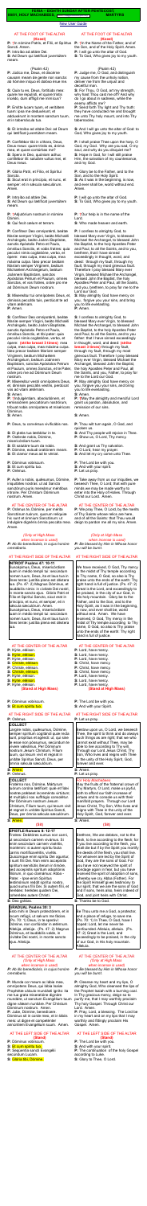# FERIA - EIGHTH SUNDAY AFTER PENTECOST EMIL HOLY MACHABEES, MARTYRS

New User Guide

| | |
|---|---|
| **AT THE FOOT OF THE ALTAR** *(Kneel)* | **AT THE FOOT OF THE ALTAR** *(Kneel)* |
| **P:** In nómine Patris, ✠ et Fílii, et Spíritus Sancti. Amen. | **P:** ✠ In the Name of the Father, and of the Son, and of the Holy Spirit. Amen. |
| **P:** Introíbo ad altáre Dei. | **P:** I will go in to the altar of God. |
| **S:** Ad Deum qui lætíficat juventútem meam. | **S:** To God, Who gives joy to my youth. |
| (Psalm 42) | |
| **P:** Júdica me, Deus, et discérne causam meam de gente non sancta: ab hómine iníquo et dolóso érue me. | **P:** Judge me, O God, and distinguish my cause from the unholy nation, deliver me from the unjust and deceitful man. |
| **S:** Quia tu es, Deus, fortitúdo mea: quare me repulísti, et quare tristis incédo, dum afflígit me inimícus? | **S:** For Thou, O God, art my strength, why hast Thou cast me off? and why do I go about in sadness, while the enemy afflicts me? |
| **P:** Emítte lucem tuam, et veritátem tuam: ipsa me deduxérunt, et adduxérunt in montem sanctum tuum, et in tabernácula tua. | **P:** Send forth Thy light and Thy truth: they have led me and brought me unto Thy holy mount, and into Thy tabernacles. |
| **S:** Et introíbo ad altáre Dei: ad Deum qui lætíficat juventútem meam. | **S:** And I will go unto the altar of God: to God, Who gives joy to my youth. |
| **P:** Confitébor tibi in cíthara, Deus, Deus meus: quare tristis es, ánima mea, et quare contúrbas me? | **P:** I shall praise Thee upon the harp, O God, my God. Why are you sad, O my soul, and why do you disquiet me? |
| **S:** Spera in Deo, quóniam adhuc confitébor illi: salutáre vultus mei, et Deus meus. | **S:** Hope in God, for I will still praise Him, the salvation of my countenance, and my God. |
| **P:** Glória Patri, et Fílio, et Spirítui Sancto. | **P:** Glory be to the Father, and to the Son, and to the Holy Spirit. |
| **S:** Sicut erat in princípio, et nunc, et semper: et in sǽcula sæculórum. Amen. | **S:** As it was in the beginning, is now, and ever shall be, world without end. Amen. |
| **P:** Introíbo ad altáre Dei. | **P:** I will go unto the altar of God. |
| **S:** Ad Deum qui lætíficat juventútem meam. | **S:** To God, Who gives joy to my youth. |
| **P:** ✠ Adjutórium nostrum in nómine Dómini. | **P:** ✠ Our help is in the name of the Lord. |
| **S:** Qui fecit cælum et terram. | **S:** Who made heaven and earth. |
| **P:** Confíteor Deo omnipoténti, beátæ Maríæ semper Vírgini, beáto Michaéli Archángelo, beáto Joánni Baptístæ, sanctis Apóstolis Petro et Paulo, ómnibus Sanctis, et vobis fratres: quia peccávi nimis cogitatióne, verbo, et ópere: mea culpa, mea culpa, mea máxima culpa. Ídeo precor beátam Maríam semper Vírginem, beátum Michaélem Archángelum, beátum Joánnem Baptístam, sanctos Apóstolos Petrum et Paulum, omnes Sanctos, et vos fratres, oráre pro me ad Dóminum Deum nostrum. | **P:** I confess to almighty God, to blessed Mary ever Virgin, to blessed Michael the Archangel, to blessed John the Baptist, to the holy Apostles Peter and Paul, to all the Saints, and to you, brethren, that I have sinned exceedingly in thought, word, and deed: through my fault, through my fault, through my most grievous fault. Therefore I beseech blessed Mary ever Virgin, blessed Michael the Archangel, blessed John the Baptist, the holy Apostles Peter and Paul, all the Saints, and you, brethren, to pray for me to the Lord our God. |
| **S:** Misereátur tui omnípotens Deus, et, dimíssis peccátis tuis, perdúcat te ad vitam ætérnam. | **S:** May almighty God have mercy on you, forgive you your sins, and bring you to life everlasting. |
| **P:** Amen. | **P:** Amen. |
| **S:** Confíteor Deo omnipoténti, beátæ Maríæ semper Vírgini, beáto Michaéli Archángelo, beáto Joánni Baptístæ, sanctis Apóstolis Petro et Paulo, ómnibus Sanctis, et tibi pater: quia peccávi nimis cogitatióne, verbo, et ópere: mea culpa, mea culpa, mea máxima culpa. Ídeo precor beátam Maríam semper Vírginem, beátum Michaélem Archángelum, beátum Joánnem Baptístam, sanctos Apóstolos Petrum et Paulum, omnes Sanctos, et te pater, oráre pro me ad Dóminum Deum nostrum. | **S:** I confess to almighty God, to blessed Mary ever Virgin, to blessed Michael the Archangel, to blessed John the Baptist, to the holy Apostles Peter and Paul, to all the Saints, and to you, father, that I have sinned exceedingly in thought, word, and deed: through my fault, through my fault, through my most grievous fault. Therefore I pray blessed Mary ever Virgin, blessed Michael the Archangel, blessed John the Baptist, the holy Apostles Peter and Paul, all the Saints, and you, Father, to pray for me to the Lord our God. |
| **P:** Misereátur vestri omnípotens Deus, et, dimíssis peccátis vestris, perdúcat vos ad vitam ætérnam. | **P:** May almighty God have mercy on you, forgive you your sins, and bring you to life everlasting. |
| **S:** Amen. | **S:** Amen. |
| **P:** ✠ Indulgéntiam, absolutiónem, et remissiónem peccatórum nostrórum tríbuat nobis omnípotens et miséricors Dóminus. | **P:** ✠ May the almighty and merciful Lord grant us pardon, absolution, and remission of our sins. |
| **S:** Amen. | **S:** Amen. |
| **P:** Deus, tu convérsus vivificábis nos. | **P:** Thou wilt turn again, O God, and quicken us. |
| **S:** Et plebs tua lætábitur in te. | **S:** And Thy people will rejoice in Thee. |
| **P:** Osténde nobis, Dómine, misericórdiam tuam. | **P:** Show us, O Lord, Thy mercy. |
| **S:** Et salutáre tuum da nobis. | **S:** And grant us Thy salvation. |
| **P:** Dómine, exáudi oratiónem meam. | **P:** O Lord, hear my prayer. |
| **S:** Et clamor meus ad te véniat. | **S:** And let my cry come unto Thee. |
| **P:** Dóminus vobíscum. | **P:** The Lord be with you. |
| **S:** Et cum spíritu tuo. | **S:** And with your spirit. |
| **P:** Orémus. | **P:** Let us pray. |
| **P:** Aufer a nobis, quǽsumus, Dómine, iniquitátes nostras: ut ad Sancta sanctórum puris mereámur méntibus introíre. Per Christum Dóminum nostrum. Amen. | **P:** Take away from us our iniquities, we beseech Thee, O Lord; that with pure minds we may be made worthy to enter into the holy of holies. Through Christ our Lord. Amen. |
| **AT THE CENTER OF THE ALTAR** | **AT THE CENTER OF THE ALTAR** |
| **P:** Orámus te, Dómine, per mérita Sanctórum tuórum, quorum relíquiæ hic sunt et ómnium Sanctórum: ut indulgére dignéris ómnia peccáta mea. Amen. | **P:** We pray Thee, O Lord, by the merits of Thy Saints whose relics are here, and of all the Saints: that Thou would deign to pardon me all my sins. Amen. |
| *(Only at High Mass when incense is used)* | *(Only at High Mass when incense is used)* |
| **P:** Ab illo benedicáris, in cujus honóre cremáberis. | **P:** Be blessed by Him in Whose honor you will be burnt. |
| **AT THE RIGHT SIDE OF THE ALTAR** | **AT THE RIGHT SIDE OF THE ALTAR** |
| **INTROIT Psalm 47: 10-11** | **INTROIT Psalm 47: 10-11** |
| Suscépimus, Deus, misericórdiam tuam in médio templi tui: secúndum nomen tuum, Deus, ita et laus tua in fines terræ: justítia plena est déxtera tua. (Ps. 47: 2) Magnus Dóminus, et laudábilis nimis: in civitáte Dei nostri, in monte sancto ejus. Glória Patri, et Fílio et Spirítui Sancto. Sicut erat in princípio, et nunc, et semper, et in sǽcula sæculórum. Amen. Suscépimus, Deus, misericórdiam tuam in médio templi tui: secúndum nomen tuum, Deus, ita et laus tua in fines terræ: justítia plena est déxtera tua. | We have received, O God, Thy mercy in the midst of Thy temple: according to Thy name, O God, so also is Thy praise unto the ends of the earth: Thy right hand is full of justice. (Ps. 47: 2) Great is the Lord, and exceedingly to be praised, in the city of our God, in His holy mountain. Glory be to the Father, and to the Son, and to the Holy Spirit. As it was in the beginning, is now, and ever shall be, world without end. Amen. We have received, O God, Thy mercy in the midst of Thy temple: according to Thy name, O God, so also is Thy praise unto the ends of the earth: Thy right hand is full of justice. |
| **AT THE CENTER OF THE ALTAR** | **AT THE CENTER OF THE ALTAR** |
| **P:** Kýrie, eléison. | **P:** Lord, have mercy. |
| **S:** Kýrie, eléison. | **S:** Lord, have mercy. |
| **P:** Kýrie, eléison. | **P:** Lord, have mercy. |
| **S:** Christe, eléison. | **S:** Christ, have mercy. |
| **P:** Christe, eléison. | **P:** Christ, have mercy. |
| **S:** Christe, eléison. | **S:** Christ, have mercy. |
| **P:** Kýrie, eléison. | **P:** Lord, have mercy. |
| **S:** Kýrie, eléison. | **S:** Lord, have mercy. |
| **P:** Kýrie, eléison. | **P:** Lord, have mercy. |
| **(Stand at High Mass)** | **(Stand at High Mass)** |
| **P:** Dóminus vobíscum. | **P:** The Lord be with you. |
| **S:** Et cum spíritu tuo. | **S:** And with your spirit. |
| **AT THE RIGHT SIDE OF THE ALTAR** | **AT THE RIGHT SIDE OF THE ALTAR** |
| **P:** Orémus. | **P:** Let us pray. |
| **COLLECT** | **COLLECT** |
| Lárgire nobis, quǽsumus, Dómine, semper spíritum cogitándi quæ recta sunt, propítius et agéndi: ut, qui sine te esse non póssumus, secúndum te vívere valeámus. Per Dóminum nostrum Jesum Christum, Fílium tuum, qui tecum vivit et regnat in unitáte Spíritus Sancti, Deus, per ómnia sǽcula sæculórum. Amen. | Bestow upon us, O Lord, we beseech Thee, the spirit to think and do always such things as are right: that we who cannot exist without Thee, may be able to live according to Thy will. Through our Lord Jesus Christ, Thy Son, Who lives and reigns with Thee in the unity of the Holy Spirit, God, forever and ever. Amen. |
| **P:** Orémus. | **P:** Let us pray. |
| **COLLECT** | *For Holy Machabees* |
| Fratérna nos, Dómine, Mártyrum tuórum coróna lætíficet: quæ et fídei nostræ prǽbeat increménta virtútum; et multíplici nos suffrágio consolétur. Per Dóminum nostrum Jesum Christum, Fílium tuum, qui tecum vivit et regnat in unitáte Spíritus Sancti, Deus, per ómnia sǽcula sæculórum. | May the fruits of the fraternal crown of Thy Martyrs, O Lord, make us joyful: may it both afford an increase of virtues to our faith, and console us by their manifold prayers. Through our Lord Jesus Christ, Thy Son, Who lives and reigns with Thee in the unity of the Holy Spirit, God, forever and ever. |
| **S:** Amen. | **S:** Amen. |
| *(Sit)* | *(Sit)* |
| **EPISTLE Romans 8: 12-17** | **EPISTLE Romans 8: 12-17** |
| Fratres: Debitóres sumus non carni, ut secúndum carnem vivámus. Si enim secúndum carnem vixéritis, moriémini: si autem spíritu facta carnis mortificavéritis, vivétis. Quicúmque enim spíritu Dei agúntur, ii sunt fílii Dei. Non enim accepístis spíritum servitútis íterum in timóre, sed accepístis spíritum adoptiónis filiórum, in quo clamámus: Abba (Pater). Ipse enim Spíritus testimónium reddit spirítui nostro, quod sumus fílii Dei. Si autem fílii, et herédes: herédes quidem Dei, coherédes autem Christi. | Brethren, We are debtors, not to the flesh, to live according to the flesh. For if you live according to the flesh, you shall die: but if by the Spirit you mortify the deeds of the flesh, you shall live. For whosoever are led by the Spirit of God, they are the sons of God. For you have not received the spirit of bondage again in fear, but you have received the spirit of adoption of sons, whereby we cry: Abba (Father). For the Spirit Himself gives testimony to our spirit that we are the sons of God. And if sons, heirs also; heirs indeed of God, and joint heirs with Christ. |
| **S:** Deo grátias. | **S:** Thanks be to God. |
| **GRADUAL Psalms 30: 3** | **GRADUAL Psalms 30: 3** |
| Esto mihi in Deum protectórem, et in locum refúgii, ut salvum me fácias. (Ps. 70: 1) Deus, in te sperávi: Dómine, non confúndar in ætérnum. Allelúja, allelúja. (Ps. 47: 2) Magnus Dóminus, et laudábilis valde, in civitáte Dei, in monte sancto ejus. Allelúja. | Be Thou unto me a God, a protector, and a place of refuge, to save me. (Ps. 70: 1) In Thee, O God, have I hoped: Lord, let me never be confounded. Alleluia, alleluia. (Ps. 47: 2) Great is the Lord, and exceedingly to be praised, in the city of our God, in His holy mountain. Alleluia. |
| **AT THE CENTER OF THE ALTAR** *(Only at High Mass when incense is used)* | **AT THE CENTER OF THE ALTAR** *(Only at High Mass when incense is used)* |
| **P:** Ab illo benedicáris, in cujus honóre cremáberis. | **P:** Be blessed by Him in Whose honor you will be burnt. |
| **P:** Munda cor meum, ac lábia mea, omnípotens Deus, qui lábia Isaíæ Prophétæ cálculo mundásti igníto: ita me tua grata miseratióne dignáre mundáre, ut sanctum Evangélium tuum digne váleam nuntiáre. Per Christum Dóminum nostrum. Amen. | **P:** Cleanse my heart and my lips, O almighty God, Who cleansed the lips of the Prophet Isaiah with a burning coal: in Thy gracious mercy, deign so to purify me, that I may worthily proclaim Thy holy Gospel. Through Christ our Lord. Amen. |
| **P:** Jube, Dómine, benedícere. Dóminus sit in corde meo, et in lábiis meis: ut digne et competénter annúntiem Evangélium suum. Amen. | **P:** Pray, Lord, a blessing. The Lord be in my heart and on my lips that I may worthily and fittingly proclaim His Gospel. Amen. |
| **AT THE LEFT SIDE OF THE ALTAR** *(Stand)* | **AT THE LEFT SIDE OF THE ALTAR** *(Stand)* |
| **P:** Dóminus vobíscum. | **P:** The Lord be with you. |
| **S:** Et cum spíritu tuo. | **S:** And with your spirit. |
| **P:** Sequéntia sancti Evangélii secúndum Lucam. | **P:** The continuation of the holy Gospel according to Luke. |
| **S:** Glória tibi, Dómine. | **S:** Glory to Thee, O Lord. |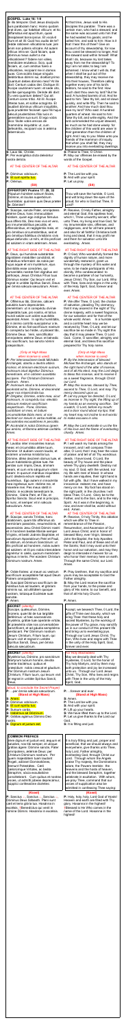**GOSPEL Luke 16: 1-9**

In illo tempore: Dixit Jesus discipulis suis parabolam hanc: Homo quidam erat dives, qui habebat villicum: et hic diffamatus est apud illum, quasi dissipasset bona ipsius. Et vocavit illum et ait illi: Quid hoc audio de te? redde rationem villicationis tuae: jam enim non poteris villicare. Ait autem villicus intra se: Quid faciam, quia dominus meus aufert a me villicationem? fodere non valeo, mendicare erubesco. Scio, quid faciam, ut, cum amotus fuero a villicatione, recipiant me in domos suas. Convocatis itaque singulis debitoribus domini sui, dicebat primo: Quantum debes domino meo? At ille dixit: Centum cados olei. Dixitque illi: Accipe cautionem tuam: et sede cito, scribe quinquaginta. Deinde alii dixit: Tu vero quantum debes? Qui ait: Centum coros tritici. Ait illi: Accipe litteras tuas, et scribe octoginta. Et laudavit dominus villicum iniquitatis, quia prudenter fecisset: quia filii hujus saeculi prudentiores filiis lucis in generatione sua sunt. Et ego vobis dico: facite vobis amicos de mammona iniquitatis: ut, cum defeceritis, recipiant vos in aeterna tabernacula.

**S:** Laus tibi, Christe.
**P:** Per evangelica dicta deleantur nostra delicta.

AT THE CENTER OF THE ALTAR

**P:** Dominus vobiscum.
**S:** Et cum spiritu tuo.
**P:** Oremus.

(Sit)

**OFFERTORY Psalms 17: 28, 32**

Populum humilem salvum facies, Domine, et oculos superborum humiliabis: quoniam quis Deus praeter te, Domine?

**P:** Suscipe, sancte Pater, omnipotens aeterne Deus, hanc immaculatam hostiam, quam ego indignus famulus tuus offero tibi, Deo meo vivo et vero, pro innumerabilibus peccatis, et offensionibus, et negligentiis meis, et pro omnibus circumstantibus, sed et pro omnibus fidelibus christianis vivis atque defunctis: ut mihi, et illis proficiat ad salutem in vitam aeternam. Amen.

AT THE RIGHT SIDE OF THE ALTAR

**P:** Deus, qui humanae substantiae dignitatem mirabiliter condidisti, et mirabilius reformasti: da nobis per hujus aquae et vini mysterium, ejus divinitatis esse consortes, qui humanitatis nostrae fieri dignatus est particeps, Jesus Christus Filius tuus Dominus noster: Qui tecum vivit et regnat in unitate Spiritus Sancti, Deus: per omnia saecula saeculorum. Amen.

AT THE CENTER OF THE ALTAR

**P:** Offerimus tibi, Domine, calicem salutaris tuam deprecantes clementiam: ut in conspectu divinae majestatis tuae, pro nostra, et totius mundi salute, cum odore suavitatis ascendat. Amen. In spiritu humilitatis, et in animo contrito suscipiamur a te, Domine: et sic fiat sacrificium nostrum in conspectu tuo hodie, ut placeat tibi, Domine Deus. Veni, sanctificator omnipotens aeterne Deus: et benedic hoc sacrificium, tuo sancto nomini praeparatum.

(Only at High Mass when incense is used)

*P: Per intercessionem beati Michaëlis Archangeli, stantis a dextris altaris incensi, et omnium electorum suorum, incensum istud dignetur Dominus benedicere, et in odorem suavitatis accipere. Per Christum Dominum nostrum. Amen.*

*P: Incensum istud a te benedictum, ascendat ad te, Domine: et descendat super nos misericordia tua.*

*P: Dirigatur, Domine, oratio mea, sicut incensum, in conspectu tuo: elevatio manuum mearum sacrificium vespertinum. Pone, Domine, custodiam ori meo, et ostium circumstantiae labiis meis: ut non declinet cor meum in verba malitiae, ad excusandas excusationes in peccatis.*

*P: Accendat in nobis Dominus ignem sui amoris, et flammam aeternae caritatis. Amen.*

AT THE RIGHT SIDE OF THE ALTAR

**P:** Lavabo inter innocentes manus meas: et circumdabo altare tuum, Domine: Ut audiam vocem laudis, et enarrem universa mirabilia tua. Domine, dilexi decorem domus tuae, et locum habitationis gloriae tuae. Ne perdas cum impiis, Deus, animam meam, et cum viris sanguinum vitam meam: In quorum manibus iniquitates sunt: dextera eorum repleta est muneribus. Ego autem in innocentia mea ingressus sum: redime me, et miserere mei. Pes meus stetit in directo: in ecclesiis benedicam te, Domine. Gloria Patri, et Filio, et Spiritui Sancto. Sicut erat in principio, et nunc, et semper: et in saecula saeculorum. Amen.

AT THE CENTER OF THE ALTAR

**P:** Suscipe, sancta Trinitas, hanc oblationem, quam tibi offerimus ob memoriam passionis, resurrectionis, et ascensionis Jesu Christi Domini nostri: et in honorem beatae Mariae semper Virginis, et beati Joannis Baptistae, et sanctorum Apostolorum Petri et Pauli, et istorum, et omnium Sanctorum: ut illis proficiat ad honorem, nobis autem ad salutem: et illi pro nobis intercedere dignentur in caelis, quorum memoriam agimus in terris. Per eumdem Christum Dominum nostrum. Amen.

**P:** Orate fratres: ut meum ac vestrum sacrificium acceptabile fiat apud Deum Patrem omnipotentem.

**S:** Suscipiat Dominus sacrificium de manibus tuis ad laudem, et gloriam nominis sui, ad utilitatem quoque nostram, totiusque Ecclesiae suae sanctae.

**P:** Amen.

**SECRET** (silently)

Suscipe, quaesumus, Domine, munera, quae tibi de tua largitate deferimus: ut haec sacrosancta mysteria, gratiae tuae operante virtute, et praesentis vitae nos conversatione sanctificent, et ad gaudia sempiterna perducant. Per Dominum nostrum Jesum Christum, Filium tuum, qui tecum vivit et regnat in unitate Spiritus Sancti, Deus, per omnia saecula saeculorum.

**SECRET**

Mystérium hac, Domine, pro sanctórum Martyrum tuórum honóre, devota mente tractámus: nobis procul dúbio crédimus et auxilium et gáudium provenire. Per Dominum nostrum Jesum Christum, Filium tuum, qui tecum vivit et regnat in unitate Spiritus Sancti, Deus, per omnia saecula saeculorum.

(aloud, to conclude the Secret Prayer)
**P:** per omnia saecula saeculorum.
**(Stand at High Mass)**
**S:** Amen.
**P:** Dominus vobiscum.
**S:** Et cum spiritu tuo.
**P:** Sursum corda.
**S:** Habemus ad Dominum.
**P:** Gratias agamus Domino Deo nostro.
**S:** Dignum et justum est.

**COMMON PREFACE**

Vere dignum et justum est, aequum et salutare, nos tibi semper, et ubique gratias agere: Domine, sancte Pater, omnipotens, aeterne Deus: per Christum Dominum nostrum. Per quem majestatem tuam laudant Angeli, adorant Dominationes, tremunt Potestates. Caeli, caelorumque Virtutes, ac beata Seraphim, socia exsultatione concelebrant. Cum quibus et nostras voces, ut admitti jubeas deprecamur, supplici confessione dicentes:

**(Kneel)**

**S:** Sanctus, Sanctus, Sanctus Dominus Deus Sabaoth. Pleni sunt caeli et terra gloria tua. Hosanna in excelsis. Benedictus qui venit in nomine Domini. Hosanna in excelsis.

At that time, Jesus said to His disciples this parable: There was a certain man, who had a steward; and the same was accused unto him that he had wasted his goods, and he called him, and said to him: How is it that I hear this of thee? Give an account of thy stewardship; for now thou canst be steward no longer. And the steward said within himself: What shall I do, because my lord taketh away from me the stewardship? To dig I am not able; to beg I am ashamed. I know what I will do, that when I shall be put out of the stewardship, they may receive me into their houses. Therefore calling together every one of his lord's debtors, he said to the first: How much dost thou owe my lord? But he said: A hundred barrels of oil. And he said to him: Take thy bill, and sit down quickly, and write fifty. Then he said to another: And how much dost thou owe? Who said: A hundred quarters of wheat. He said to him: Take thy bill, and write eighty. And the lord commended the unjust steward, forasmuch as he had done wisely: for the children of this world are wiser in their generation than the children of light. And I say to you: Make unto you friends of the mammon of iniquity, that when you shall fail, they may receive you into everlasting dwellings.

**S:** Praise to Thee, O Christ.
**P:** May our offenses be erased by the words of the Gospel.

AT THE CENTER OF THE ALTAR

**P:** The Lord be with you.
**S:** And with your spirit.
**P:** Let us pray.

(Sit)

Thou wilt save the humble, O Lord, and wilt bring down the eyes of the proud; for who is God but Thee, O Lord?

**P:** Receive, O holy Father, almighty and eternal God, this spotless host, which I, Thine unworthy servant, offer unto Thee, my living and true God, for my innumerable sins, offenses, and negligences, and for all here present: and also for all faithful Christians both living and dead, that it may profit me and them for salvation unto life everlasting. Amen.

AT THE RIGHT SIDE OF THE ALTAR

**P:** O God, Who wonderfully formed the dignity of human nature, and more wonderfully restored it, grant us through the mystery of this water and wine, to become partakers of His divinity, Who condescended to become a partaker of our humanity, Jesus Christ, Thy Son, our Lord, Who with Thee, lives and reigns in the unity of the Holy Spirit, God, forever and ever. Amen.

AT THE CENTER OF THE ALTAR

**P:** We offer Thee, O Lord, the chalice of salvation, pleading Thy clemency that it may ascend in the sight of Thy divine majesty, with a sweet fragrance, for our salvation, and for that of the whole world. Amen. In a humble spirit and a contrite heart may we be received by Thee, O Lord, and let our sacrifice so be made in Thy sight this day as to please Thee, O Lord God. Come, O sanctifier, almighty and eternal God, and bless this sacrifice prepared for Thy holy name.

(Only at High Mass when incense is used)

*P: By the intercession of blessed Michael the Archangel, who stands at the right hand of the altar of incense, and of all His elect, may the Lord deign to bless this incense and to receive it as a sweet fragrance, through Christ our Lord. Amen.*

*P: May this incense, blessed by Thee, ascend to Thee, O Lord, and may Thy mercy descend upon us.*

*P: Let my prayer be directed, O Lord, as incense in Thy sight; the lifting up of my hands as evening sacrifice. Set a watch, O Lord, before my mouth, and a door round about my lips, that my heart may not incline to evil words to make excuses in sins.*

*P: May the Lord enkindle in us the fire of His love and the flame of everlasting charity. Amen.*

AT THE RIGHT SIDE OF THE ALTAR

**P:** I will wash my hands among the innocent, and I will compass Thine altar, O Lord, that I may hear the voice of praise, and tell of all Thy wondrous works. I have loved, O Lord, the beauty of Thy house and the place where Thy glory dwelleth. Destroy not my soul, O God, with the wicked, nor my life with men of blood. In whose hands are iniquities, their right hand is full with gifts. But I have walked in my innocence; redeem me, and have mercy on me. My foot hath stood in the right path; in the churches I will bless Thee, O Lord. Glory be to the Father, and to the Son, and to the Holy Spirit. As it was in the beginning, is now, and ever shall be, world without end. Amen.

AT THE CENTER OF THE ALTAR

**P:** Receive, O holy Trinity, this oblation which we offer to Thee in remembrance of the Passion, Resurrection and Ascension of Our Lord Jesus Christ, and in honor of blessed Mary, ever Virgin, blessed John the Baptist, the holy Apostles Peter and Paul, and of these and of all the Saints, that it may avail to their honor and our salvation, and may they deign to intercede in heaven for us who honor their memory here on earth. Through the same Christ, our Lord. Amen.

**P:** Pray brethren, that my sacrifice and yours may be acceptable to God the Father almighty.

**S:** May the Lord receive the sacrifice from your hands, to the praise and glory of His name, to our benefit, and that of all His holy Church.

**P:** Amen.

Accept, we beseech Thee, O Lord, the gifts of Thine own bounty, which we bring Thee: that these holy mysteries, by the working of the power of Thy grace, may sanctify us in our conduct of this present life and bring us to everlasting joys. Through our Lord Jesus Christ, Thy Son, Who lives and reigns with Thee in the unity of the Holy Spirit, God, forever and ever.

**SECRET**

May we devoutly deal with Thy mysteries, O Lord, for the honor of Thy holy Martyrs, and by them may with protection and joy be increased in us. Through our Lord Jesus Christ, Thy Son, Who lives and reigns with Thee in the unity of the Holy Spirit, God.

**P:** forever and ever.
**(Stand at High Mass)**
**S:** Amen.
**P:** The Lord be with you.
**S:** And with your spirit.
**P:** Lift up your hearts.
**S:** We have lifted them up to the Lord.
**P:** Let us give thanks to the Lord our God.
**S:** It is fitting and just.

It is truly fitting and just, proper and beneficial, that we should always and everywhere give thanks unto Thee, holy Lord, Father almighty, everlasting God, through Christ our Lord. Through whom the Angels praise Thy majesty, the Dominations adore, the Powers tremble: the heavens and the hosts of heaven, and the blessed Seraphim, together celebrate in exultation. With whom, we pray Thee, command that our voices of supplication also be admitted in confessing Thee saying:

**(Kneel)**

**P:** Holy, holy, holy Lord God of Hosts! Heaven and earth are filled with Thy glory. Hosanna in the highest. Blessed is He Who comes in the name of the Lord. Hosanna in the highest.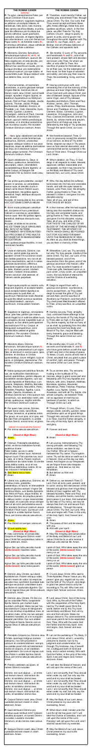THE ROMAN CANON

**P:** Te igitur, clementissime Pater, per Jesum Christum Filium tuum, Dominum nostrum, supplices rogamus, ac petimus uti accepta habeas, et benedicas, hæc dona, hæc munera, hæc sancta sacrificia illibata, in primis, quæ tibi offerimus pro Ecclesia tua sancta catholica: quam pacificare, custodire, adunare, et regere digneris toto orbe terrarum; una cum famulo tuo Papa nostro N., et Antistite nostro N., et omnibus orthodoxis, atque catholicæ et apostolicæ fidei cultoribus.

**P:** Memento, Domine, famulorum famularumque tuarum N. et N. et omnium circumstantium, quorum tibi fides cognita est, et nota devotio, pro quibus tibi offerimus: vel qui tibi offerunt hoc sacrificium laudis, pro se, suisque omnibus: pro redemptione animarum suarum, pro spe salutis, et incolumitatis suæ: tibique reddunt vota sua æterno Deo, vivo et vero.

**P:** Communicantes, et memoriam venerantes, in primis gloriosæ semper Virginis Mariæ, Genetricis Dei et Domini nostri Jesu Christi: sed et beati Joseph, ejusdem Virginis Sponsi, et beatorum Apostolorum ac Martyrum tuorum, Petri et Pauli, Andreæ, Jacobi, Joannis, Thomæ, Jacobi, Philippi, Bartholomæi, Matthæi, Simonis, et Thaddæi: Lini, Cleti, Clementis, Xysti, Cornelii, Cypriani, Laurentii, Chrysogoni, Joannis et Pauli, Cosmæ et Damiani, et omnium Sanctorum tuorum; quorum meritis precibusque concedas, ut in omnibus protectionis tuæ muniamur auxilio. Per eundem Christum Dominum nostrum. Amen.

**P:** Hanc igitur oblationem servitutis nostræ, sed et cunctæ familiæ tuæ, quæsumus, Domine, ut placatus accipias: diesque nostros in tua pace disponas, atque ab æterna damnatione nos eripi, et in electorum tuorum jubeas grege numerari. Per Christum Dominum nostrum. Amen.

**P:** Quam oblationem tu, Deus, in omnibus, quæsumus, benedictam, adscriptam, ratam, rationabilem, acceptabilemque facere digneris: ut nobis Corpus, et Sanguis fiat dilectissimi Filii tui Domini nostri Jesu Christi.

**P:** Qui pridie quam pateretur, accepit panem in sanctas ac venerabiles manus suas, et elevatis oculis in cælum ad te Deum Patrem suum omnipotentem, tibi gratias agens, benedixit, fregit, deditque discipulis suis, dicens:
Accipite, et manducate ex hoc omnes. HOC EST ENIM CORPUS MEUM.

**P:** Simili modo postquam cenatum est, accipiens et hunc præclarum Calicem in sanctas ac venerabiles manus suas: item tibi gratias agens, benedixit, deditque discipulis suis, dicens:
Accipite, et bibite ex eo omnes. HIC EST ENIM CALIX SANGUINIS MEI, NOVI ET ÆTERNI TESTAMENTI: MYSTERIUM FIDEI: QUI PRO VOBIS ET PRO MULTIS EFFUNDETUR IN REMISSIONEM PECCATORUM.
Hæc quotiescumque feceritis, in mei memoriam facietis.

**P:** Unde et memores, Domine, nos servi tui, sed et plebs tua sancta, ejusdem Christi Filii tui Domini nostri tam beatæ passionis, nec non et ab inferis resurrectionis, sed et in cælos gloriosæ ascensionis: offerimus præclaræ majestati tuæ de tuis donis, ac datis, hostiam puram, hostiam sanctam, hostiam immaculatam, Panem sanctum vitæ æternæ, et Calicem salutis perpetuæ.

**P:** Supra quæ propitio ac sereno vultu respicere digneris: et accepta habere, sicuti accepta habere dignatus es munera pueri tui justi Abel, et sacrificium Patriarchæ nostri Abrahæ: et quod tibi obtulit summus sacerdos tuus Melchisedech, sanctum sacrificium, immaculatam hostiam.

**P:** Supplices te rogamus, omnipotens Deus: jube hæc perferri per manus sancti Angeli tui in sublime altare tuum, in conspectu divinæ majestatis tuæ: ut quotquot ex hac altaris participatione sacrosanctum Filii tui, Corpus, et Sanguinem sumpserimus, omni benedictione cælesti et gratia repleamur. Per eundem Christum Dominum nostrum. Amen.

**P:** Memento etiam, Domine, famulorum famularumque tuarum N. et N. qui nos præcesserunt cum signo fidei, et dormiunt in somno pacis. Ipsis, Domine, et omnibus in Christo quiescentibus, locum refrigerii, lucis et pacis, ut indulgeas, deprecamur. Per eundem Christum Dominum nostrum. Amen.

**P:** Nobis quoque peccatoribus famulis tuis, de multitudine miserationum tuarum sperantibus, partem aliquam, et societatem donare digneris, cum tuis sanctis Apostolis et Martyribus: cum Joanne, Stephano, Matthia, Barnaba, Ignatio, Alexandro, Marcellino, Petro, Felicitate, Perpetua, Agatha, Lucia, Agnete, Cæcilia, Anastasia, et omnibus Sanctis tuis: intra quorum nos consortium, non æstimator meriti, sed veniæ, quæsumus, largitor admitte. Per Christum Dominum nostrum.

**P:** Per quem hæc omnia, Domine, semper bona creas, sanctificas, vivificas, benedicis, et præstas nobis. Per ipsum, et cum ipso, et in ipso, est tibi Deo Patri omnipotenti, in unitate Spiritus Sancti, omnis honor, et gloria

*(about to conclude the Canon)*
Per omnia sæcula sæculorum.

**(Stand at High Mass)**
**S:** Amen.

**P:** Oremus. Præceptis salutaribus moniti, et divina institutione formati, audemus dicere:
Pater noster, qui es in cælis: Sanctificetur nomen tuum: Adveniat regnum tuum: Fiat voluntas tua, sicut in cælo, et in terra. Panem nostrum quotidianum da nobis hodie: Et dimitte nobis debita nostra, sicut et nos dimittimus debitoribus nostris. Et ne nos inducas in tentationem.
**S:** Sed libera nos a malo.
**P:** Amen.

**P:** Libera nos, quæsumus, Domine, ab omnibus malis, præteritis, præsentibus, et futuris: et intercedente beata et gloriosa semper Virgine Dei Genetrice Maria, cum beatis Apostolis tuis Petro et Paulo, atque Andrea, et omnibus Sanctis, da propitius pacem in diebus nostris: ut ope misericordiæ tuæ adjuti, et a peccato simus semper liberi, et ab omni perturbatione securi. Per eundem Dominum nostrum Jesum Christum Filium tuum. Qui tecum vivit et regnat in unitate Spiritus Sancti Deus, per omnia sæcula sæculorum.
**S:** Amen.

**P:** Pax Domini sit semper vobiscum.
**S:** Et cum spiritu tuo.

**(Kneel at High Mass)**

**P:** Hæc commixtio, et consecratio Corporis et Sanguinis Domini nostri Jesu Christi fiat accipientibus nobis in vitam æternam. Amen.

Agnus Dei, qui tollis peccata mundi: **(strike breast)** miserere nobis.

Agnus Dei, qui tollis peccata mundi: **(strike breast)** miserere nobis.

Agnus Dei, qui tollis peccata mundi: **(strike breast)** dona nobis pacem.

**P:** Domine Jesu Christe, qui dixisti Apostolis tuis: Pacem relinquo vobis, pacem meam do vobis: ne respicias peccata mea, sed fidem Ecclesiæ tuæ; eamque secundum voluntatem tuam pacificare et coadunare digneris. Qui vivis et regnas Deus per omnia sæcula sæculorum. Amen.

**P:** Domine Jesu Christe, Fili Dei vivi, qui ex voluntate Patris, cooperante Spiritu Sancto, per mortem tuam mundum vivificasti: libera me per hoc sacrosanctum Corpus et Sanguinem tuum ab omnibus iniquitatibus meis, et universis malis: et fac me tuis semper inhærere mandatis, et a te numquam separari permittas: Qui cum eodem Deo Patre et Spiritu Sancto vivis et regnas Deus in sæcula sæculorum. Amen.

**P:** Perceptio Corporis tui, Domine Jesu Christe, quod ego indignus sumere præsumo, non mihi proveniat in judicium et condemnationem: sed pro tua pietate prosit mihi ad tutamentum mentis et corporis, et ad medelam percipiendam: Qui vivis et regnas cum Deo Patre in unitate Spiritus Sancti Deus, per omnia sæcula sæculorum. Amen.

**P:** Panem cælestem accipiam, et nomen Domini invocabo.

Domine, non sum dignus **(strike breast)**, ut intres sub tectum meum: sed tantum dic verbo, et sanabitur anima mea. Domine, non sum dignus **(strike breast)**, ut intres sub tectum meum: sed tantum dic verbo, et sanabitur anima mea. Domine, non sum dignus **(strike breast)**, ut intres sub tectum meum: sed tantum dic verbo, et sanabitur anima mea.

**P:** Corpus Domini nostri Jesu Christi custodiat animam meam in vitam æternam. Amen.

**P:** Quid retribuam Domino pro omnibus quæ retribuit mihi? Calicem salutaris accipiam, et nomen Domini invocabo. Laudans invocabo Dominum, et ab inimicis meis salvus ero.

**P:** Sanguis Domini nostri Jesu Christi custodiat animam meam in vitam æternam. Amen.

THE ROMAN CANON

**P:** Therefore, most merciful Father, we humbly pray and entreat Thee, through Jesus Christ, Thy Son, our Lord, that Thou would accept and bless these gifts, these offerings, these holy and spotless sacrifices, which, in the first place, we offer Thee for Thy holy Catholic Church: that Thou would deign to give her peace, and to guard, to unite, and to govern her throughout the world, together with Thy servant N., our Pope, and N., our Bishop; and all orthodox believers of the Catholic and apostolic faith.

**P:** Be mindful, O Lord, of Thy servants and handmaids N. and N. and of all here present, whose faith and devotion are known unto Thee, for whom we offer, or who offer to Thee, this sacrifice of praise for themselves, and for all their own, for the redemption of their souls, for their hope of salvation and safety; and who pay their vows to Thee, the everlasting, living, and true God.

**P:** Having communion with, and venerating first of all the memory of the glorious ever Virgin Mary, Mother of our God and Lord Jesus Christ; and also of blessed Joseph, Spouse of the same Virgin, and of Thy blessed Apostles and Martyrs, Peter and Paul, Andrew, James, John, Thomas, James, Philip, Bartholomew, Matthew, Simon and Thaddeus; of Linus, Cletus, Clement, Sixtus, Cornelius, Cyprian, Lawrence, Chrysogonus, John and Paul, Cosmas and Damian, and of all Thy Saints, by whose merits and prayers, grant that in all things we may be defended by the help of Thy protection. Through the same Christ, our Lord. Amen.

**P:** We therefore beseech Thee, O Lord, to graciously accept this oblation of our service, as also of Thy whole family; dispose our days in Thy peace; save us from eternal damnation, and command that we be numbered in the flock of Thine elect. Through Christ our Lord. Amen.

**P:** Which oblation, do Thou, O God, deign in all respects to make blessed, approved, ratified, reasonable and acceptable; that it may become for us the Body and Blood of Thy most beloved Son, our Lord Jesus Christ.

**P:** Who, the day before He suffered, took bread into His holy and venerable hands, and with His eyes raised to heaven, unto Thee, God, His almighty Father, giving thanks to Thee, He blessed it, broke it, and gave it to His disciples saying:
Take, all of you, and eat of this: FOR THIS IS MY BODY.

**P:** In like manner, after He had supped, taking also this excellent chalice into His holy and venerable hands, and giving thanks to Thee, He blessed it, and gave it to His disciples, saying:
Take, all of you, and drink of this: FOR THIS IS THE CHALICE OF MY BLOOD OF THE NEW AND ETERNAL TESTAMENT: THE MYSTERY OF FAITH: WHICH SHALL BE POURED OUT FOR YOU AND FOR MANY UNTO THE REMISSION OF SINS.
As often as you shall do these things, you do them in memory of Me.

**P:** Wherefore, Lord, we, Thy servants, but also Thy holy people, mindful of the same Christ, Thy Son, our Lord, of His blessed passion, and of His resurrection from the grave, and of His glorious ascension into heaven, offer unto Thy most excellent majesty of Thine own gifts, bestowed upon us, a pure victim, a holy victim, an unspotted victim, the holy bread of eternal life and the chalice of everlasting salvation.

**P:** Deign to regard them with a gracious and serene countenance, and to accept them, as Thou didst deign to accept the gifts of Thy just servant Abel, and the sacrifice of Abraham our Patriarch, and that which Thy high priest Melchisedech offered to Thee, a holy sacrifice, an unspotted victim.

**P:** Humbly we pray Thee, Almighty God, command these offerings to be borne by the hands of Thy holy Angel to Thine altar on high, in the sight of Thy divine majesty, so that as many of us as shall, by partaking from this altar, consume the most holy Body and Blood of Thy Son, may be filled with every heavenly grace and blessing. Through the same Christ our Lord. Amen.

**P:** Be mindful also, O Lord, of Thy servants and handmaids N. and N. who have gone before us with the sign of faith and rest in the sleep of peace. To these, O Lord, and to all who rest in Christ, grant, we beseech Thee, a place of comfort, light, and peace. Through the same Christ our Lord. Amen.

**P:** To us sinners also, Thy servants, trusting in the multitude of Thy mercies, deign to grant some part and fellowship with Thy holy Apostles and Martyrs; with John, Stephen, Matthias, Barnabas, Ignatius, Alexander, Marcellinus, Peter, Felicitas, Perpetua, Agatha, Lucy, Agnes, Cecilia, Anastasia, and with all Thy Saints. Into whose company, we beseech Thee, not as appraiser of merit but as bestower of pardon, to admit us. Through Christ our Lord.

**P:** Through Whom, O Lord, Thou always create, sanctify, quicken, bless and bestow upon us all good things. Through Him and with Him and in Him is to Thee, God the Father Almighty, in the unity of the Holy Spirit, all honor and glory,

**P:** Forever and ever.

**(Stand at High Mass)**
**S:** Amen.

**P:** Let us pray: Admonished by Thy saving precepts, and following Thy divine institution, we dare to say: Our Father, Who art in heaven, hallowed be Thy name; Thy kingdom come; Thy will be done on earth as it is in heaven. Give us this day our daily bread; and forgive us our trespasses as we forgive those who trespass against us. And lead us not into temptation.
**S:** But deliver us from evil.
**P:** Amen.

**P:** Deliver us, we beseech Thee, O Lord, from all evils, past, present, and to come; and by the intercession of the blessed and glorious ever-Virgin Mary, Mother of God, together with Thy blessed Apostles, Peter and Paul, and Andrew, and all the Saints, mercifully grant peace in our days, that sustained by the help of Thy mercy, we may be always free from sin and secure from all disturbance. Through the same Jesus Christ, Thy Son, our Lord, Who lives and reigns with Thee in the unity of the Holy Spirit, God, forever and ever.
**S:** Amen.

**P:** The peace of the Lord be always with you.
**S:** And with your spirit.

**(Kneel at High Mass)**

**P:** May this mingling and consecration of the Body and Blood of our Lord Jesus Christ be to us who receive it effectual unto eternal life. Amen.

Lamb of God, Who takes away the sins of the world, **(strike breast)** have mercy on us.
Lamb of God, Who takes away the sins of the world, **(strike breast)** have mercy on us.
Lamb of God, Who takes away the sins of the world, **(strike breast)** grant us peace.

**P:** O Lord Jesus Christ, Who said to Thine Apostles: Peace I leave you, My peace I give you; regard not my sins, but the faith of Thy Church, and deign to grant her peace and to unify her according to Thy will: Who lives and reigns God, world without end. Amen.

**P:** Lord Jesus Christ, Son of the living God, Who, by the will of the Father, with the cooperation of the Holy Spirit, hast by Thy death given life to the world, deliver me by this, Thy most holy Body and Blood, from all my iniquities and from all evils. Make me always cleave to Thy commandments, and never permit me to be separated from Thee, Who with the same God the Father and the Holy Spirit, lives and reigns, God, forever and ever. Amen.

**P:** Let not the partaking of Thy Body, O Lord Jesus Christ, which I, unworthy, presume to receive, turn to my judgment and condemnation; but through Thy goodness may it be unto me a safeguard and a healing remedy both of soul and body; who with God the Father, in the unity of the Holy Spirit, lives and reigns God, forever and ever. Amen.

**P:** I will take the Bread of heaven, and will call upon the name of the Lord.

Lord, I am not worthy that Thou should enter under my roof; but only say the word and my soul shall be healed. Lord, I am not worthy that Thou should enter under my roof; but only say the word and my soul shall be healed. Lord, I am not worthy that Thou should enter under my roof; but only say the word and my soul shall be healed.

**P:** May the Body of our Lord Jesus Christ preserve my soul unto life everlasting. Amen.

**P:** What return shall I render unto the Lord for all He has given me? I will take the chalice of salvation, and I will call upon the name of the Lord. Praising I will call upon the Lord, and I shall be saved from my enemies.

**P:** May the Blood of our Lord Jesus Christ preserve my soul to life everlasting. Amen.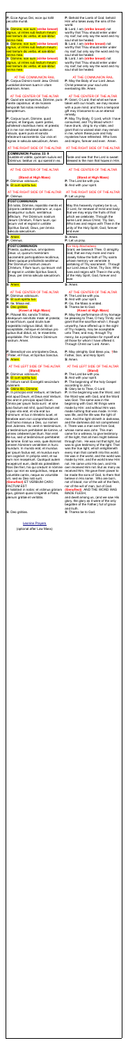**P:** Ecce Agnus Dei, ecce qui tollit peccáta mundi.

**S:** Dómine, non sum (strike breast) dignus, ut intres sub tectum meum: sed tantum dic verbo, et sanábitur ánima mea.
**S:** Dómine, non sum (strike breast) dignus, ut intres sub tectum meum: sed tantum dic verbo, et sanábitur ánima mea.
**S:** Dómine, non sum (strike breast) dignus, ut intres sub tectum meum: sed tantum dic verbo, et sanábitur ánima mea.

AT THE COMMUNION RAIL
**P:** Corpus Dómini nostri Jesu Christi custódiat ánimam tuam in vitam ætérnam. Amen.

AT THE CENTER OF THE ALTAR
**P:** Quod ore súmpsimus, Dómine, pura mente capiámus: et de múnere temporáli fiat nobis remédium sempitérnum.

**P:** Corpus tuum, Dómine, quod sumpsi, et Sanguis, quem potávi, adhǽreat viscéribus meis: et præsta; ut in me non remáneat scélerum mácula, quem puri et sancti refecérunt sacraménta: Qui vivis et regnas in sǽcula sæculórum. Amen.

AT THE RIGHT SIDE OF THE ALTAR

**COMMUNION Psalms 33: 9**
Gustáte et vidéte, quóniam suávis est Dóminus: beátus vir, qui sperat in eo.

AT THE CENTER OF THE ALTAR

**(Stand at High Mass)**
**P:** Dóminus vobíscum.
**S:** Et cum spíritu tuo.

AT THE RIGHT SIDE OF THE ALTAR
**P:** Orémus.

**POSTCOMMUNION**
Sit nobis, Dómine, reparátio mentis et córporis cæléste mystérium: ut, cujus exséquimur cultum, sentiámus efféctum. Per Dóminum nostrum Jesum Christum, Fílium tuum: qui tecum vivit et regnat in unitáte Spíritus Sancti, Deus, per ómnia sǽcula sæculórum.
**S:** Amen.
**P:** Orémus.

**POSTCOMMUNION**
Præsta, quǽsumus, omnípotens Deus: ut, quorum memóriam sacraménti participatióne recólimus, fidem quoque proféctibus sectémur. Per Dóminum nostrum Jesum Christum, Fílium tuum: qui tecum vivit et regnat in unitáte Spíritus Sancti, Deus, per ómnia sǽcula sæculórum.

**S:** Amen.

AT THE CENTER OF THE ALTAR
**P:** Dóminus vobíscum.
**S:** Et cum spíritu tuo.
**P:** Ite, Missa est.
**S:** Deo grátias.

**(Kneel at High Mass)**
**P:** Pláceat tibi, sancta Trínitas, obséquium servitútis meæ: et præsta; ut sacrifícium, quod óculis tuæ majestátis indígnus óbtuli, tibi sit acceptábile, mihíque et ómnibus pro quibus illud óbtuli, sit, te miseránte, propitiábile. Per Christum Dóminum nostrum. Amen.

**P:** Benedícat vos omnípotens Deus, (Pater, et Fílius, et Spíritus Sanctus.
**S:** Amen.

AT THE LEFT SIDE OF THE ALTAR
**(Stand)**
**P:** Dóminus vobíscum.
**S:** Et cum spíritu tuo.
**P:** Inítium sancti Evangélii secúndum Joánnem.
**S:** Glória tibi, Dómine.
**P:** In princípio erat Verbum, et Verbum erat apud Deum, et Deus erat Verbum. Hoc erat in princípio apud Deum. Omnia per ipsum facta sunt: et sine ipso factum est nihil, quod factum est: in ipso vita erat, et vita erat lux hóminum: et lux in ténebris lucet, et ténebræ eam non comprehendérunt. Fuit homo missus a Deo, cui nomen erat Joánnes. Hic venit in testimónium, ut testimónium perhibéret de lúmine, ut omnes créderent per illum. Non erat ille lux, sed ut testimónium perhibéret de lúmine. Erat lux vera, quæ illúminat omnem hóminem veniéntem in hunc mundum. In mundo erat, et mundus per ipsum factus est, et mundus eum non cognóvit. In própria venit, et sui eum non recepérunt. Quotquot autem recepérunt eum, dedit eis potestátem fílios Dei fíeri, his, qui credunt in nómine ejus: qui non ex sanguínibus, neque ex voluntáte carnis, neque ex voluntáte viri, sed ex Deo nati sunt.
**(Genuflect)** ET VERBUM CARO FACTUM EST,
et habitávit in nobis: et vídimus glóriam ejus, glóriam quasi Unigéniti a Patre, plenum grátiæ et veritátis.

**S:** Deo grátias.

Leonine Prayers
(optional after Low Mass)

**P:** Behold the Lamb of God, behold Him who takes away the sins of the world.

**S:** Lord, I am (strike breast) not worthy that Thou shouldst enter under my roof; but only say the word and my soul shall be healed.
**S:** Lord, I am (strike breast) not worthy that Thou shouldst enter under my roof; but only say the word and my soul shall be healed.
**S:** Lord, I am (strike breast) not worthy that Thou shouldst enter under my roof; but only say the word and my soul shall be healed.

AT THE COMMUNION RAIL
**P:** May the Body of our Lord Jesus Christ preserve your soul unto everlasting life. Amen.

AT THE CENTER OF THE ALTAR
**P:** Grant, O Lord, that what we have taken with our mouth, we may receive with a pure mind; and from a temporal gift may it become to us an eternal remedy.

**P:** May Thy Body, O Lord, which I have consumed, and Thy Blood which I have drunk, cling to my vitals; and grant that no wicked stain may remain in me, whom these pure and holy mysteries have refreshed. Who lives and reigns, forever and ever. Amen.

AT THE RIGHT SIDE OF THE ALTAR

Taste and see that the Lord is sweet: blessed is the man that hopes in Him.

AT THE CENTER OF THE ALTAR

**(Stand at High Mass)**
**P:** The Lord be with you.
**S:** And with your spirit.

AT THE RIGHT SIDE OF THE ALTAR
**P:** Let us pray.

May this heavenly mystery be to us, O Lord, the renewal of mind and body: that we may enjoy the fruits of that which we celebrate. Through the same Jesus Christ, Thy Son, Who lives and reigns with Thee in the unity of the Holy Spirit, God, forever and ever.

**S:** Amen.
**P:** Let us pray.

For Holy Maccabees
Grant, we beseech Thee, O almighty God, that we may more and more closely follow the faith of Thy saints whose memory we venerate in partaking of Thy sacrament. Through our Lord Jesus Christ, Thy Son, Who lives and reigns with Thee in the unity of the Holy Spirit, God, forever and ever.

**S:** Amen.

AT THE CENTER OF THE ALTAR
**P:** The Lord be with you.
**S:** And with your spirit.
**P:** Go, the Mass is ended.
**S:** Thanks be to God.

**(Kneel at High Mass)**
**P:** May the performance of my homage be pleasing to Thee, O holy Trinity: and grant that the sacrifice which I, though unworthy, have offered up in the sight of Thy majesty, may be acceptable to Thee, and to me, through Thy mercy, be a propitiation for myself and all those for whom I have offered it. Through Christ our Lord. Amen.

**P:** May almighty God bless you, (the Father, Son, and Holy Spirit.
**S:** Amen.

AT THE LEFT SIDE OF THE ALTAR
**(Stand)**
**P:** The Lord be with you.
**S:** And with your spirit.
**P:** The beginning of the holy Gospel according to John.
**S:** Glory be to Thee, O Lord.
**P:** In the beginning was the Word, and the Word was with God, and the Word was God. The same was in the beginning with God. All things were made by Him: and without Him was made nothing that was made: in Him was life, and the life was the light of men. And the light shineth in darkness, and the darkness did not comprehend it. There was a man sent from God, whose name was John. This man came for a witness, to give testimony of the light, that all men might believe through him. He was not the light, but was to give testimony of the light. That was the true light, which enlighteneth every man that cometh into this world. He was in the world, and the world was made by Him, and the world knew Him not. He came unto His own, and His own received Him not. But as many as received Him, He gave them power to be made the sons of God, to them that believe in His name. Who are born, not of blood, nor of the will of the flesh, nor of the will of man, but of God.
**(Genuflect)** AND THE WORD WAS MADE FLESH,
and dwelt among us, (and we saw His glory, the glory as it were of the only begotten of the Father,) full of grace and truth.
**S:** Thanks be to God.